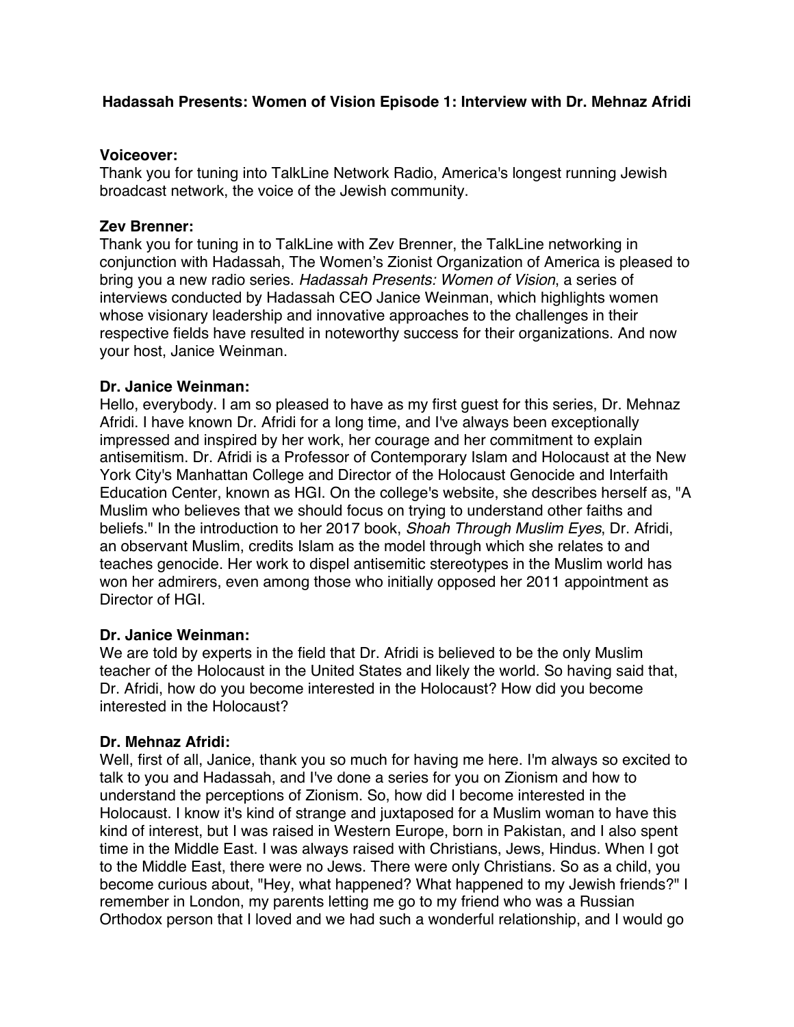**Hadassah Presents: Women of Vision Episode 1: Interview with Dr. Mehnaz Afridi**

**Voiceover:**
Thank you for tuning into TalkLine Network Radio, America's longest running Jewish broadcast network, the voice of the Jewish community.

**Zev Brenner:**
Thank you for tuning in to TalkLine with Zev Brenner, the TalkLine networking in conjunction with Hadassah, The Women's Zionist Organization of America is pleased to bring you a new radio series. *Hadassah Presents: Women of Vision*, a series of interviews conducted by Hadassah CEO Janice Weinman, which highlights women whose visionary leadership and innovative approaches to the challenges in their respective fields have resulted in noteworthy success for their organizations. And now your host, Janice Weinman.

**Dr. Janice Weinman:**
Hello, everybody. I am so pleased to have as my first guest for this series, Dr. Mehnaz Afridi. I have known Dr. Afridi for a long time, and I've always been exceptionally impressed and inspired by her work, her courage and her commitment to explain antisemitism. Dr. Afridi is a Professor of Contemporary Islam and Holocaust at the New York City's Manhattan College and Director of the Holocaust Genocide and Interfaith Education Center, known as HGI. On the college's website, she describes herself as, "A Muslim who believes that we should focus on trying to understand other faiths and beliefs." In the introduction to her 2017 book, *Shoah Through Muslim Eyes*, Dr. Afridi, an observant Muslim, credits Islam as the model through which she relates to and teaches genocide. Her work to dispel antisemitic stereotypes in the Muslim world has won her admirers, even among those who initially opposed her 2011 appointment as Director of HGI.

**Dr. Janice Weinman:**
We are told by experts in the field that Dr. Afridi is believed to be the only Muslim teacher of the Holocaust in the United States and likely the world. So having said that, Dr. Afridi, how do you become interested in the Holocaust? How did you become interested in the Holocaust?

**Dr. Mehnaz Afridi:**
Well, first of all, Janice, thank you so much for having me here. I'm always so excited to talk to you and Hadassah, and I've done a series for you on Zionism and how to understand the perceptions of Zionism. So, how did I become interested in the Holocaust. I know it's kind of strange and juxtaposed for a Muslim woman to have this kind of interest, but I was raised in Western Europe, born in Pakistan, and I also spent time in the Middle East. I was always raised with Christians, Jews, Hindus. When I got to the Middle East, there were no Jews. There were only Christians. So as a child, you become curious about, "Hey, what happened? What happened to my Jewish friends?" I remember in London, my parents letting me go to my friend who was a Russian Orthodox person that I loved and we had such a wonderful relationship, and I would go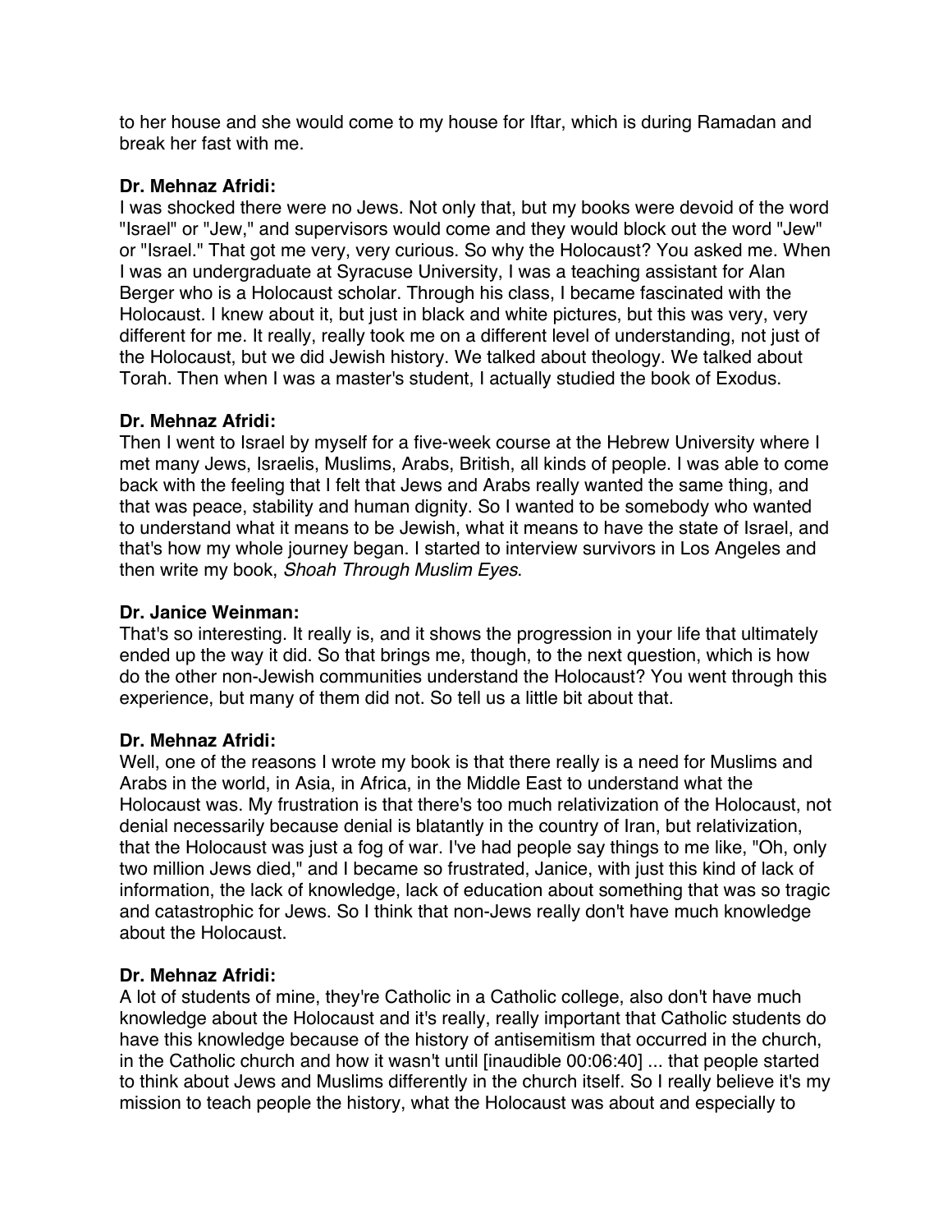to her house and she would come to my house for Iftar, which is during Ramadan and break her fast with me.

**Dr. Mehnaz Afridi:**
I was shocked there were no Jews. Not only that, but my books were devoid of the word "Israel" or "Jew," and supervisors would come and they would block out the word "Jew" or "Israel." That got me very, very curious. So why the Holocaust? You asked me. When I was an undergraduate at Syracuse University, I was a teaching assistant for Alan Berger who is a Holocaust scholar. Through his class, I became fascinated with the Holocaust. I knew about it, but just in black and white pictures, but this was very, very different for me. It really, really took me on a different level of understanding, not just of the Holocaust, but we did Jewish history. We talked about theology. We talked about Torah. Then when I was a master's student, I actually studied the book of Exodus.

**Dr. Mehnaz Afridi:**
Then I went to Israel by myself for a five-week course at the Hebrew University where I met many Jews, Israelis, Muslims, Arabs, British, all kinds of people. I was able to come back with the feeling that I felt that Jews and Arabs really wanted the same thing, and that was peace, stability and human dignity. So I wanted to be somebody who wanted to understand what it means to be Jewish, what it means to have the state of Israel, and that's how my whole journey began. I started to interview survivors in Los Angeles and then write my book, *Shoah Through Muslim Eyes*.

**Dr. Janice Weinman:**
That's so interesting. It really is, and it shows the progression in your life that ultimately ended up the way it did. So that brings me, though, to the next question, which is how do the other non-Jewish communities understand the Holocaust? You went through this experience, but many of them did not. So tell us a little bit about that.

**Dr. Mehnaz Afridi:**
Well, one of the reasons I wrote my book is that there really is a need for Muslims and Arabs in the world, in Asia, in Africa, in the Middle East to understand what the Holocaust was. My frustration is that there's too much relativization of the Holocaust, not denial necessarily because denial is blatantly in the country of Iran, but relativization, that the Holocaust was just a fog of war. I've had people say things to me like, "Oh, only two million Jews died," and I became so frustrated, Janice, with just this kind of lack of information, the lack of knowledge, lack of education about something that was so tragic and catastrophic for Jews. So I think that non-Jews really don't have much knowledge about the Holocaust.

**Dr. Mehnaz Afridi:**
A lot of students of mine, they're Catholic in a Catholic college, also don't have much knowledge about the Holocaust and it's really, really important that Catholic students do have this knowledge because of the history of antisemitism that occurred in the church, in the Catholic church and how it wasn't until [inaudible 00:06:40] ... that people started to think about Jews and Muslims differently in the church itself. So I really believe it's my mission to teach people the history, what the Holocaust was about and especially to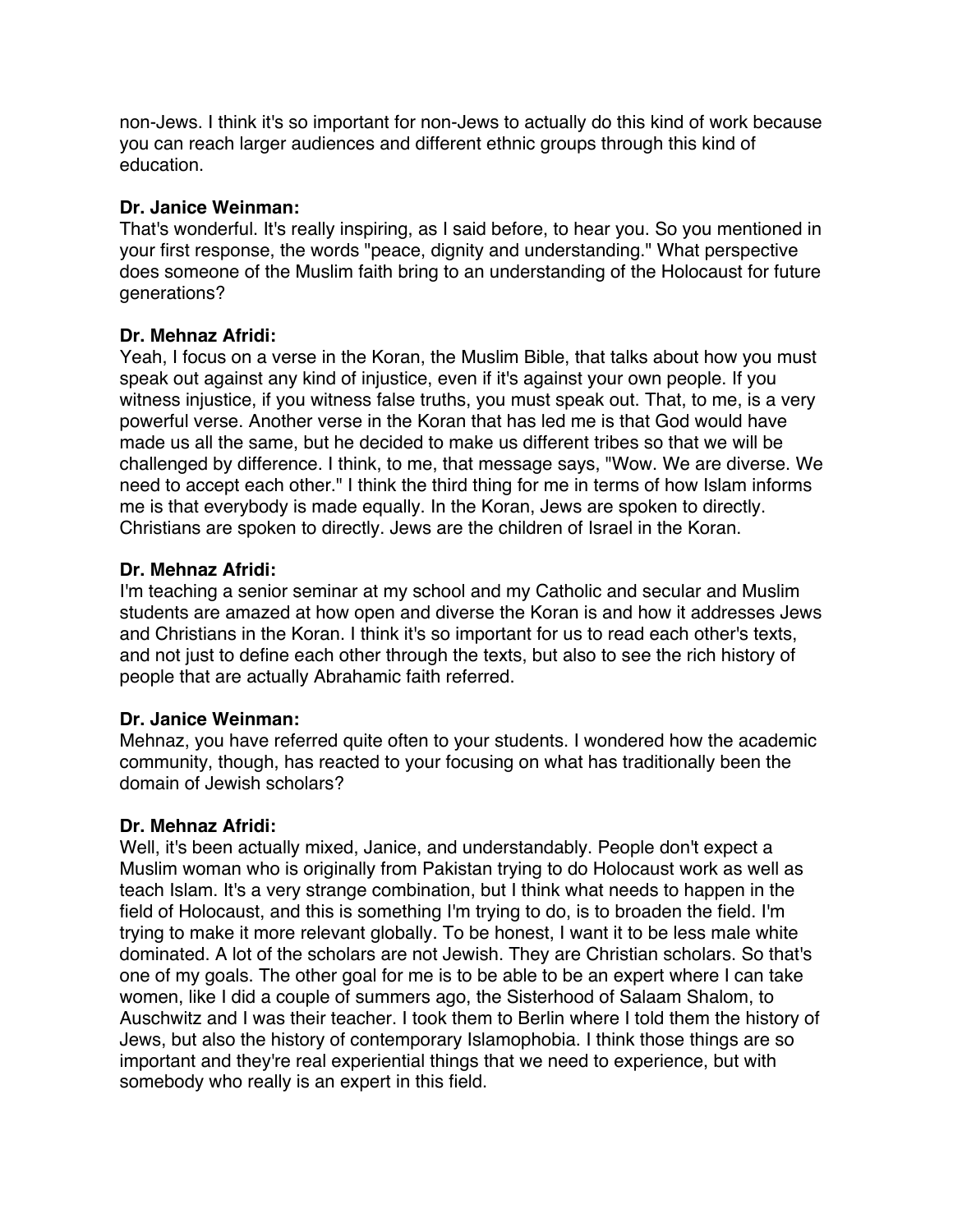non-Jews. I think it's so important for non-Jews to actually do this kind of work because you can reach larger audiences and different ethnic groups through this kind of education.

**Dr. Janice Weinman:**
That's wonderful. It's really inspiring, as I said before, to hear you. So you mentioned in your first response, the words "peace, dignity and understanding." What perspective does someone of the Muslim faith bring to an understanding of the Holocaust for future generations?

**Dr. Mehnaz Afridi:**
Yeah, I focus on a verse in the Koran, the Muslim Bible, that talks about how you must speak out against any kind of injustice, even if it's against your own people. If you witness injustice, if you witness false truths, you must speak out. That, to me, is a very powerful verse. Another verse in the Koran that has led me is that God would have made us all the same, but he decided to make us different tribes so that we will be challenged by difference. I think, to me, that message says, "Wow. We are diverse. We need to accept each other." I think the third thing for me in terms of how Islam informs me is that everybody is made equally. In the Koran, Jews are spoken to directly. Christians are spoken to directly. Jews are the children of Israel in the Koran.

**Dr. Mehnaz Afridi:**
I'm teaching a senior seminar at my school and my Catholic and secular and Muslim students are amazed at how open and diverse the Koran is and how it addresses Jews and Christians in the Koran. I think it's so important for us to read each other's texts, and not just to define each other through the texts, but also to see the rich history of people that are actually Abrahamic faith referred.

**Dr. Janice Weinman:**
Mehnaz, you have referred quite often to your students. I wondered how the academic community, though, has reacted to your focusing on what has traditionally been the domain of Jewish scholars?

**Dr. Mehnaz Afridi:**
Well, it's been actually mixed, Janice, and understandably. People don't expect a Muslim woman who is originally from Pakistan trying to do Holocaust work as well as teach Islam. It's a very strange combination, but I think what needs to happen in the field of Holocaust, and this is something I'm trying to do, is to broaden the field. I'm trying to make it more relevant globally. To be honest, I want it to be less male white dominated. A lot of the scholars are not Jewish. They are Christian scholars. So that's one of my goals. The other goal for me is to be able to be an expert where I can take women, like I did a couple of summers ago, the Sisterhood of Salaam Shalom, to Auschwitz and I was their teacher. I took them to Berlin where I told them the history of Jews, but also the history of contemporary Islamophobia. I think those things are so important and they're real experiential things that we need to experience, but with somebody who really is an expert in this field.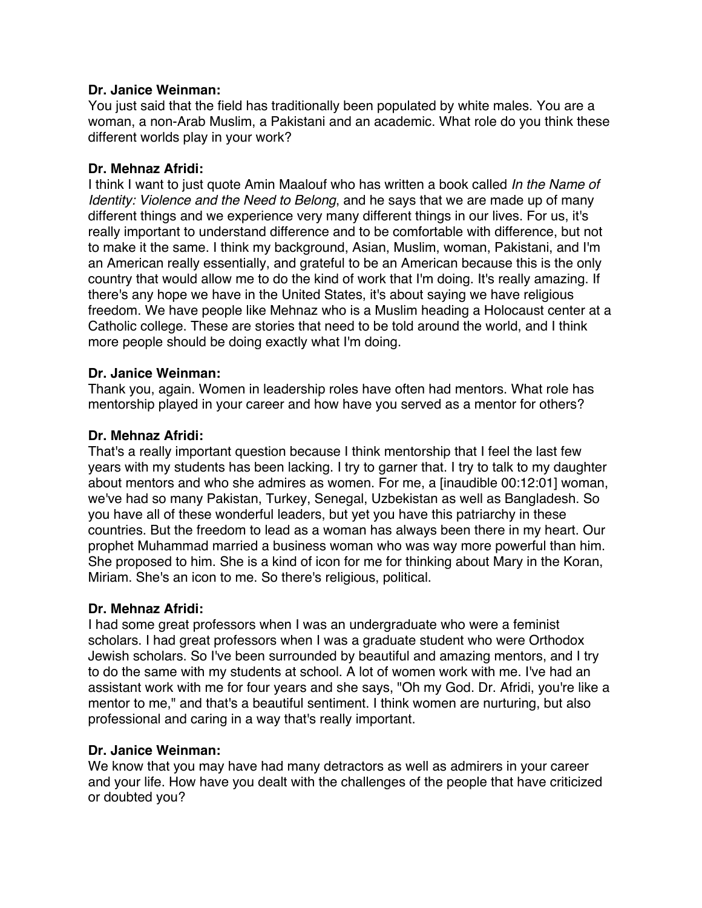**Dr. Janice Weinman:**
You just said that the field has traditionally been populated by white males. You are a woman, a non-Arab Muslim, a Pakistani and an academic. What role do you think these different worlds play in your work?

**Dr. Mehnaz Afridi:**
I think I want to just quote Amin Maalouf who has written a book called *In the Name of Identity: Violence and the Need to Belong*, and he says that we are made up of many different things and we experience very many different things in our lives. For us, it's really important to understand difference and to be comfortable with difference, but not to make it the same. I think my background, Asian, Muslim, woman, Pakistani, and I'm an American really essentially, and grateful to be an American because this is the only country that would allow me to do the kind of work that I'm doing. It's really amazing. If there's any hope we have in the United States, it's about saying we have religious freedom. We have people like Mehnaz who is a Muslim heading a Holocaust center at a Catholic college. These are stories that need to be told around the world, and I think more people should be doing exactly what I'm doing.

**Dr. Janice Weinman:**
Thank you, again. Women in leadership roles have often had mentors. What role has mentorship played in your career and how have you served as a mentor for others?

**Dr. Mehnaz Afridi:**
That's a really important question because I think mentorship that I feel the last few years with my students has been lacking. I try to garner that. I try to talk to my daughter about mentors and who she admires as women. For me, a [inaudible 00:12:01] woman, we've had so many Pakistan, Turkey, Senegal, Uzbekistan as well as Bangladesh. So you have all of these wonderful leaders, but yet you have this patriarchy in these countries. But the freedom to lead as a woman has always been there in my heart. Our prophet Muhammad married a business woman who was way more powerful than him. She proposed to him. She is a kind of icon for me for thinking about Mary in the Koran, Miriam. She's an icon to me. So there's religious, political.

**Dr. Mehnaz Afridi:**
I had some great professors when I was an undergraduate who were a feminist scholars. I had great professors when I was a graduate student who were Orthodox Jewish scholars. So I've been surrounded by beautiful and amazing mentors, and I try to do the same with my students at school. A lot of women work with me. I've had an assistant work with me for four years and she says, "Oh my God. Dr. Afridi, you're like a mentor to me," and that's a beautiful sentiment. I think women are nurturing, but also professional and caring in a way that's really important.

**Dr. Janice Weinman:**
We know that you may have had many detractors as well as admirers in your career and your life. How have you dealt with the challenges of the people that have criticized or doubted you?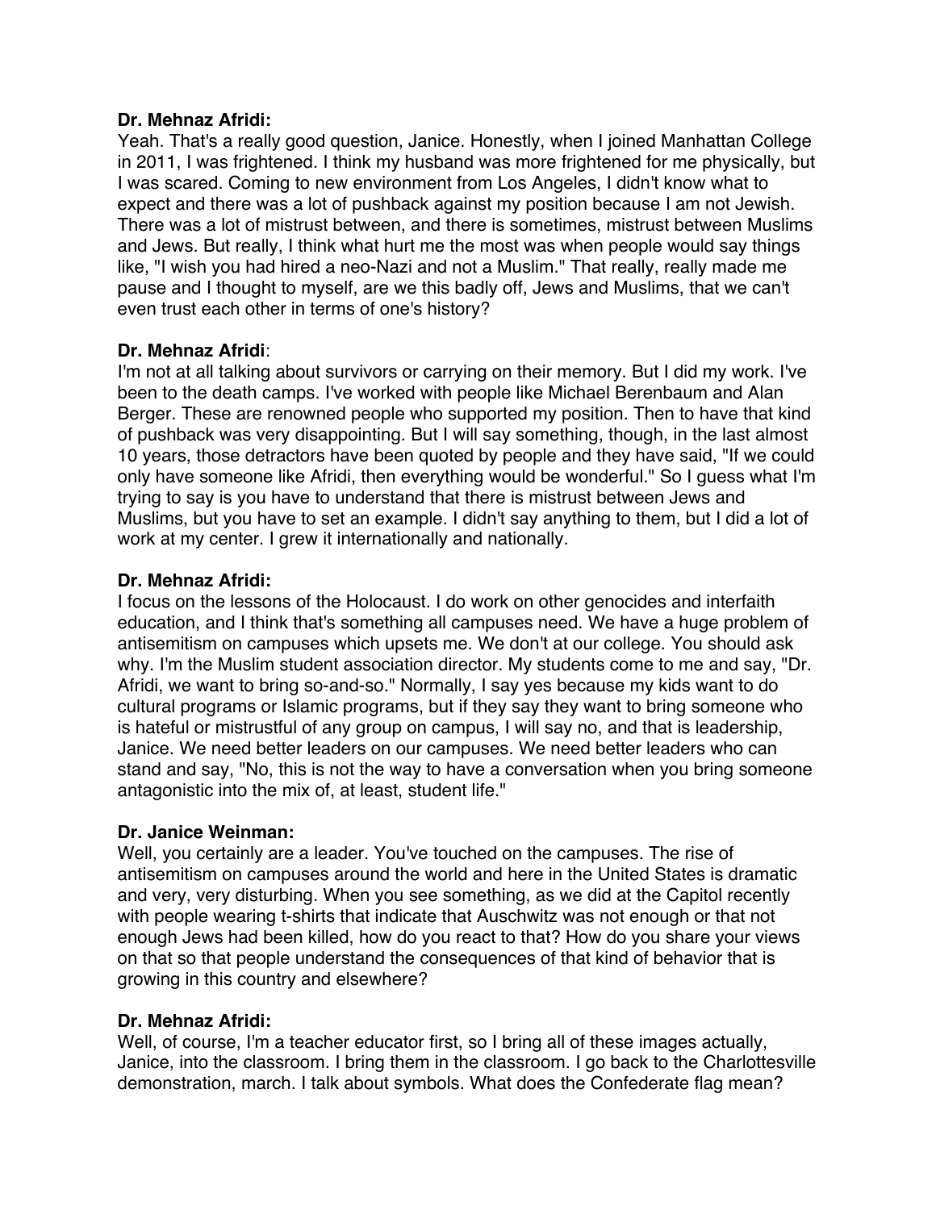**Dr. Mehnaz Afridi:**
Yeah. That's a really good question, Janice. Honestly, when I joined Manhattan College in 2011, I was frightened. I think my husband was more frightened for me physically, but I was scared. Coming to new environment from Los Angeles, I didn't know what to expect and there was a lot of pushback against my position because I am not Jewish. There was a lot of mistrust between, and there is sometimes, mistrust between Muslims and Jews. But really, I think what hurt me the most was when people would say things like, "I wish you had hired a neo-Nazi and not a Muslim." That really, really made me pause and I thought to myself, are we this badly off, Jews and Muslims, that we can't even trust each other in terms of one's history?

**Dr. Mehnaz Afridi**:
I'm not at all talking about survivors or carrying on their memory. But I did my work. I've been to the death camps. I've worked with people like Michael Berenbaum and Alan Berger. These are renowned people who supported my position. Then to have that kind of pushback was very disappointing. But I will say something, though, in the last almost 10 years, those detractors have been quoted by people and they have said, "If we could only have someone like Afridi, then everything would be wonderful." So I guess what I'm trying to say is you have to understand that there is mistrust between Jews and Muslims, but you have to set an example. I didn't say anything to them, but I did a lot of work at my center. I grew it internationally and nationally.

**Dr. Mehnaz Afridi:**
I focus on the lessons of the Holocaust. I do work on other genocides and interfaith education, and I think that's something all campuses need. We have a huge problem of antisemitism on campuses which upsets me. We don't at our college. You should ask why. I'm the Muslim student association director. My students come to me and say, "Dr. Afridi, we want to bring so-and-so." Normally, I say yes because my kids want to do cultural programs or Islamic programs, but if they say they want to bring someone who is hateful or mistrustful of any group on campus, I will say no, and that is leadership, Janice. We need better leaders on our campuses. We need better leaders who can stand and say, "No, this is not the way to have a conversation when you bring someone antagonistic into the mix of, at least, student life."

**Dr. Janice Weinman:**
Well, you certainly are a leader. You've touched on the campuses. The rise of antisemitism on campuses around the world and here in the United States is dramatic and very, very disturbing. When you see something, as we did at the Capitol recently with people wearing t-shirts that indicate that Auschwitz was not enough or that not enough Jews had been killed, how do you react to that? How do you share your views on that so that people understand the consequences of that kind of behavior that is growing in this country and elsewhere?

**Dr. Mehnaz Afridi:**
Well, of course, I'm a teacher educator first, so I bring all of these images actually, Janice, into the classroom. I bring them in the classroom. I go back to the Charlottesville demonstration, march. I talk about symbols. What does the Confederate flag mean?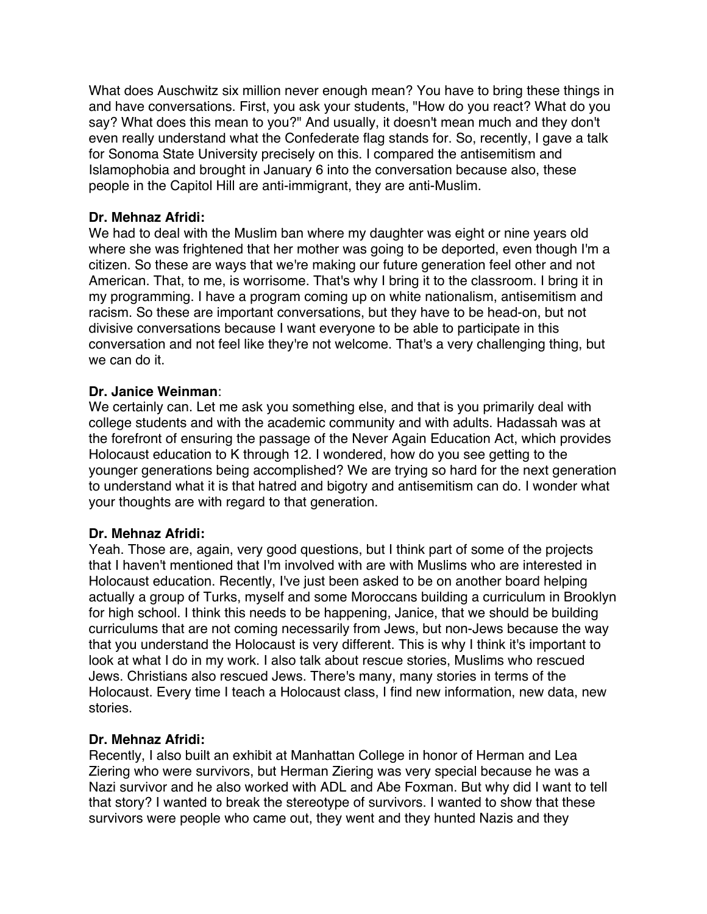What does Auschwitz six million never enough mean? You have to bring these things in and have conversations. First, you ask your students, "How do you react? What do you say? What does this mean to you?" And usually, it doesn't mean much and they don't even really understand what the Confederate flag stands for. So, recently, I gave a talk for Sonoma State University precisely on this. I compared the antisemitism and Islamophobia and brought in January 6 into the conversation because also, these people in the Capitol Hill are anti-immigrant, they are anti-Muslim.

**Dr. Mehnaz Afridi:**
We had to deal with the Muslim ban where my daughter was eight or nine years old where she was frightened that her mother was going to be deported, even though I'm a citizen. So these are ways that we're making our future generation feel other and not American. That, to me, is worrisome. That's why I bring it to the classroom. I bring it in my programming. I have a program coming up on white nationalism, antisemitism and racism. So these are important conversations, but they have to be head-on, but not divisive conversations because I want everyone to be able to participate in this conversation and not feel like they're not welcome. That's a very challenging thing, but we can do it.

**Dr. Janice Weinman**:
We certainly can. Let me ask you something else, and that is you primarily deal with college students and with the academic community and with adults. Hadassah was at the forefront of ensuring the passage of the Never Again Education Act, which provides Holocaust education to K through 12. I wondered, how do you see getting to the younger generations being accomplished? We are trying so hard for the next generation to understand what it is that hatred and bigotry and antisemitism can do. I wonder what your thoughts are with regard to that generation.

**Dr. Mehnaz Afridi:**
Yeah. Those are, again, very good questions, but I think part of some of the projects that I haven't mentioned that I'm involved with are with Muslims who are interested in Holocaust education. Recently, I've just been asked to be on another board helping actually a group of Turks, myself and some Moroccans building a curriculum in Brooklyn for high school. I think this needs to be happening, Janice, that we should be building curriculums that are not coming necessarily from Jews, but non-Jews because the way that you understand the Holocaust is very different. This is why I think it's important to look at what I do in my work. I also talk about rescue stories, Muslims who rescued Jews. Christians also rescued Jews. There's many, many stories in terms of the Holocaust. Every time I teach a Holocaust class, I find new information, new data, new stories.

**Dr. Mehnaz Afridi:**
Recently, I also built an exhibit at Manhattan College in honor of Herman and Lea Ziering who were survivors, but Herman Ziering was very special because he was a Nazi survivor and he also worked with ADL and Abe Foxman. But why did I want to tell that story? I wanted to break the stereotype of survivors. I wanted to show that these survivors were people who came out, they went and they hunted Nazis and they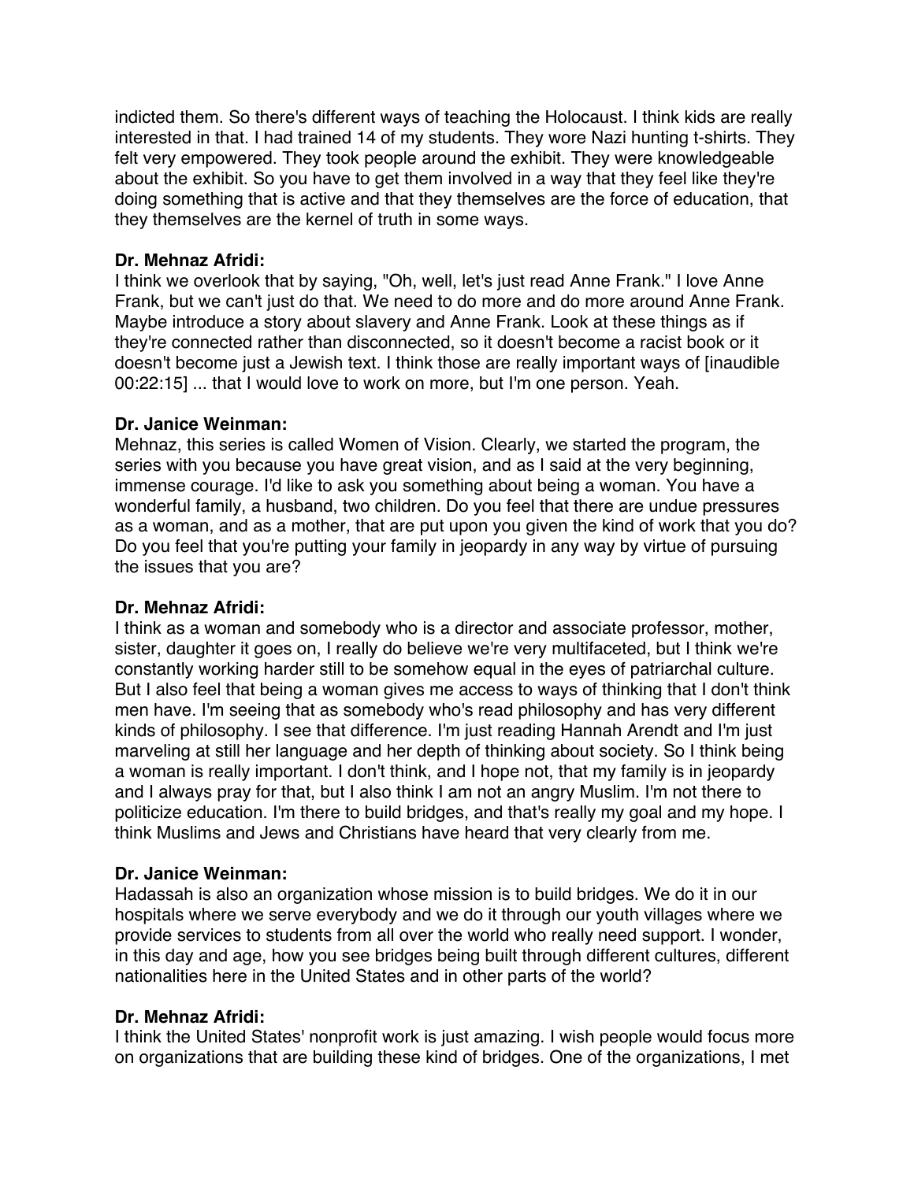indicted them. So there's different ways of teaching the Holocaust. I think kids are really interested in that. I had trained 14 of my students. They wore Nazi hunting t-shirts. They felt very empowered. They took people around the exhibit. They were knowledgeable about the exhibit. So you have to get them involved in a way that they feel like they're doing something that is active and that they themselves are the force of education, that they themselves are the kernel of truth in some ways.

**Dr. Mehnaz Afridi:**
I think we overlook that by saying, "Oh, well, let's just read Anne Frank." I love Anne Frank, but we can't just do that. We need to do more and do more around Anne Frank. Maybe introduce a story about slavery and Anne Frank. Look at these things as if they're connected rather than disconnected, so it doesn't become a racist book or it doesn't become just a Jewish text. I think those are really important ways of [inaudible 00:22:15] ... that I would love to work on more, but I'm one person. Yeah.

**Dr. Janice Weinman:**
Mehnaz, this series is called Women of Vision. Clearly, we started the program, the series with you because you have great vision, and as I said at the very beginning, immense courage. I'd like to ask you something about being a woman. You have a wonderful family, a husband, two children. Do you feel that there are undue pressures as a woman, and as a mother, that are put upon you given the kind of work that you do? Do you feel that you're putting your family in jeopardy in any way by virtue of pursuing the issues that you are?

**Dr. Mehnaz Afridi:**
I think as a woman and somebody who is a director and associate professor, mother, sister, daughter it goes on, I really do believe we're very multifaceted, but I think we're constantly working harder still to be somehow equal in the eyes of patriarchal culture. But I also feel that being a woman gives me access to ways of thinking that I don't think men have. I'm seeing that as somebody who's read philosophy and has very different kinds of philosophy. I see that difference. I'm just reading Hannah Arendt and I'm just marveling at still her language and her depth of thinking about society. So I think being a woman is really important. I don't think, and I hope not, that my family is in jeopardy and I always pray for that, but I also think I am not an angry Muslim. I'm not there to politicize education. I'm there to build bridges, and that's really my goal and my hope. I think Muslims and Jews and Christians have heard that very clearly from me.

**Dr. Janice Weinman:**
Hadassah is also an organization whose mission is to build bridges. We do it in our hospitals where we serve everybody and we do it through our youth villages where we provide services to students from all over the world who really need support. I wonder, in this day and age, how you see bridges being built through different cultures, different nationalities here in the United States and in other parts of the world?

**Dr. Mehnaz Afridi:**
I think the United States' nonprofit work is just amazing. I wish people would focus more on organizations that are building these kind of bridges. One of the organizations, I met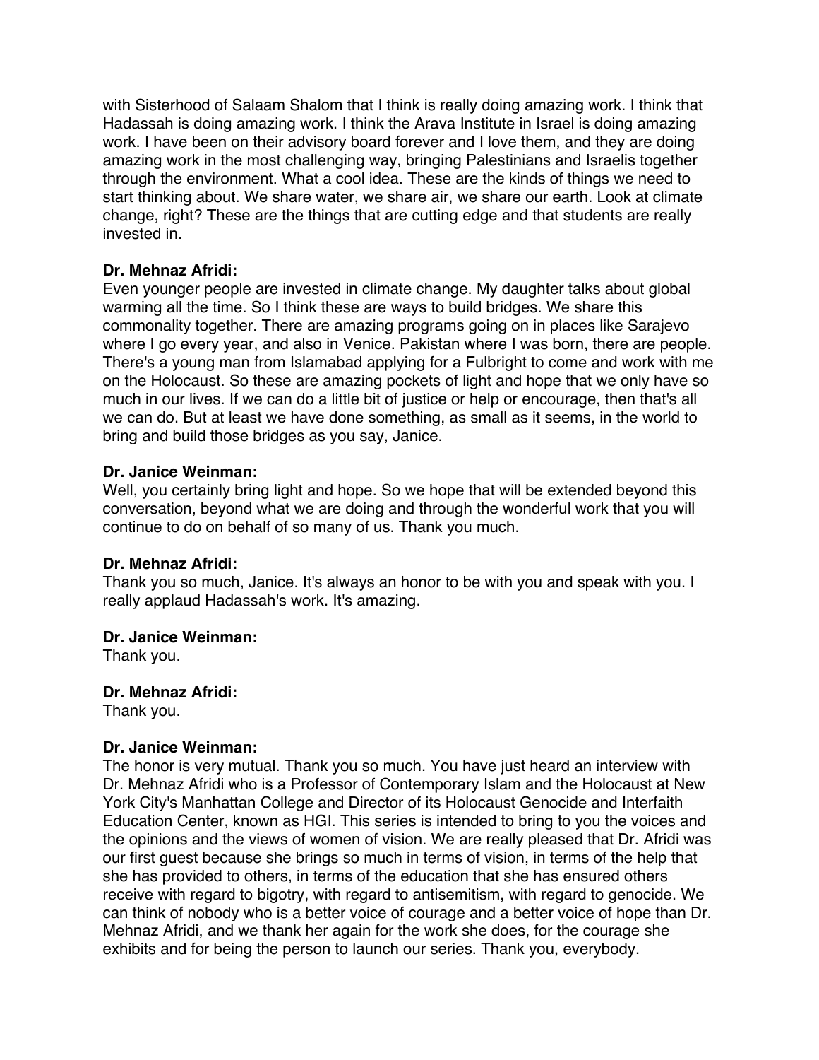with Sisterhood of Salaam Shalom that I think is really doing amazing work. I think that Hadassah is doing amazing work. I think the Arava Institute in Israel is doing amazing work. I have been on their advisory board forever and I love them, and they are doing amazing work in the most challenging way, bringing Palestinians and Israelis together through the environment. What a cool idea. These are the kinds of things we need to start thinking about. We share water, we share air, we share our earth. Look at climate change, right? These are the things that are cutting edge and that students are really invested in.

**Dr. Mehnaz Afridi:**
Even younger people are invested in climate change. My daughter talks about global warming all the time. So I think these are ways to build bridges. We share this commonality together. There are amazing programs going on in places like Sarajevo where I go every year, and also in Venice. Pakistan where I was born, there are people. There's a young man from Islamabad applying for a Fulbright to come and work with me on the Holocaust. So these are amazing pockets of light and hope that we only have so much in our lives. If we can do a little bit of justice or help or encourage, then that's all we can do. But at least we have done something, as small as it seems, in the world to bring and build those bridges as you say, Janice.

**Dr. Janice Weinman:**
Well, you certainly bring light and hope. So we hope that will be extended beyond this conversation, beyond what we are doing and through the wonderful work that you will continue to do on behalf of so many of us. Thank you much.

**Dr. Mehnaz Afridi:**
Thank you so much, Janice. It's always an honor to be with you and speak with you. I really applaud Hadassah's work. It's amazing.

**Dr. Janice Weinman:**
Thank you.

**Dr. Mehnaz Afridi:**
Thank you.

**Dr. Janice Weinman:**
The honor is very mutual. Thank you so much. You have just heard an interview with Dr. Mehnaz Afridi who is a Professor of Contemporary Islam and the Holocaust at New York City's Manhattan College and Director of its Holocaust Genocide and Interfaith Education Center, known as HGI. This series is intended to bring to you the voices and the opinions and the views of women of vision. We are really pleased that Dr. Afridi was our first guest because she brings so much in terms of vision, in terms of the help that she has provided to others, in terms of the education that she has ensured others receive with regard to bigotry, with regard to antisemitism, with regard to genocide. We can think of nobody who is a better voice of courage and a better voice of hope than Dr. Mehnaz Afridi, and we thank her again for the work she does, for the courage she exhibits and for being the person to launch our series. Thank you, everybody.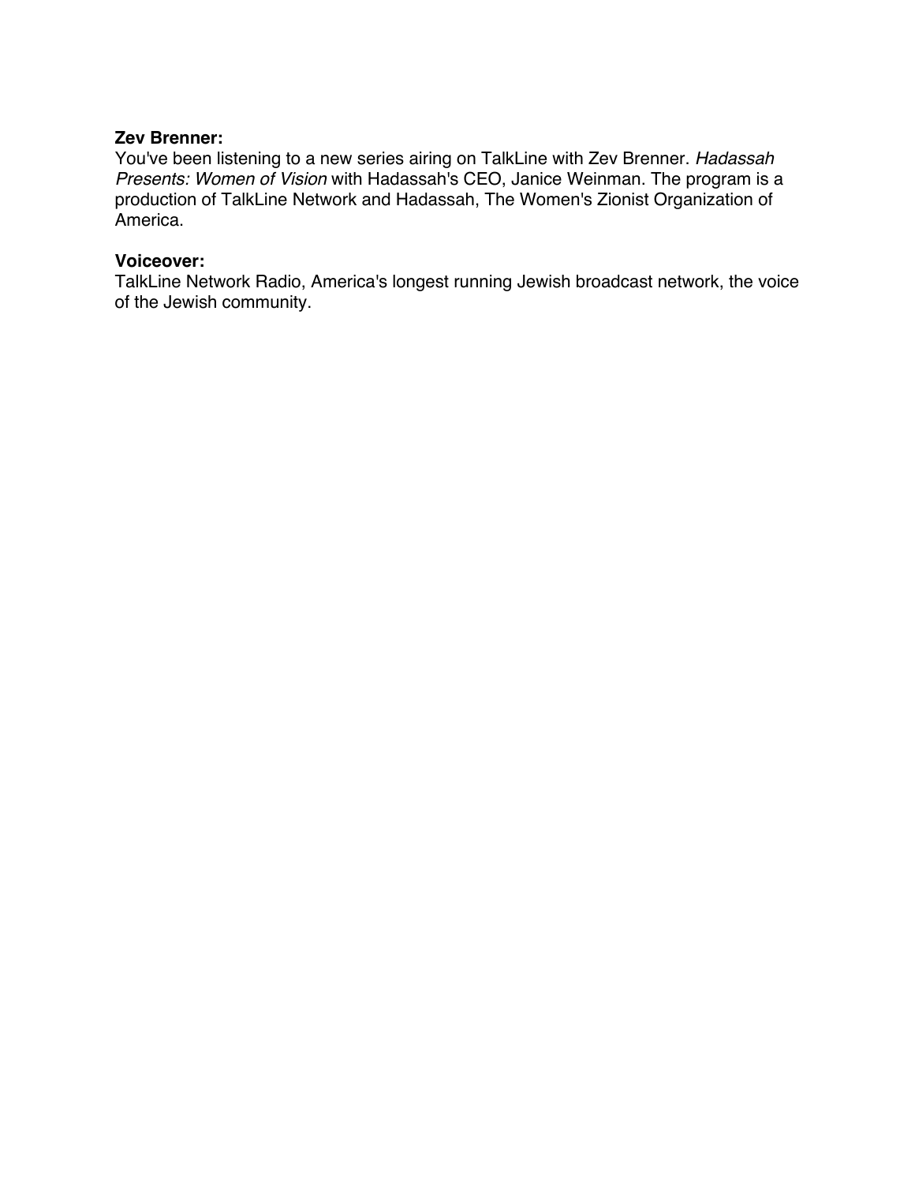**Zev Brenner:**
You've been listening to a new series airing on TalkLine with Zev Brenner. *Hadassah Presents: Women of Vision* with Hadassah's CEO, Janice Weinman. The program is a production of TalkLine Network and Hadassah, The Women's Zionist Organization of America.

**Voiceover:**
TalkLine Network Radio, America's longest running Jewish broadcast network, the voice of the Jewish community.